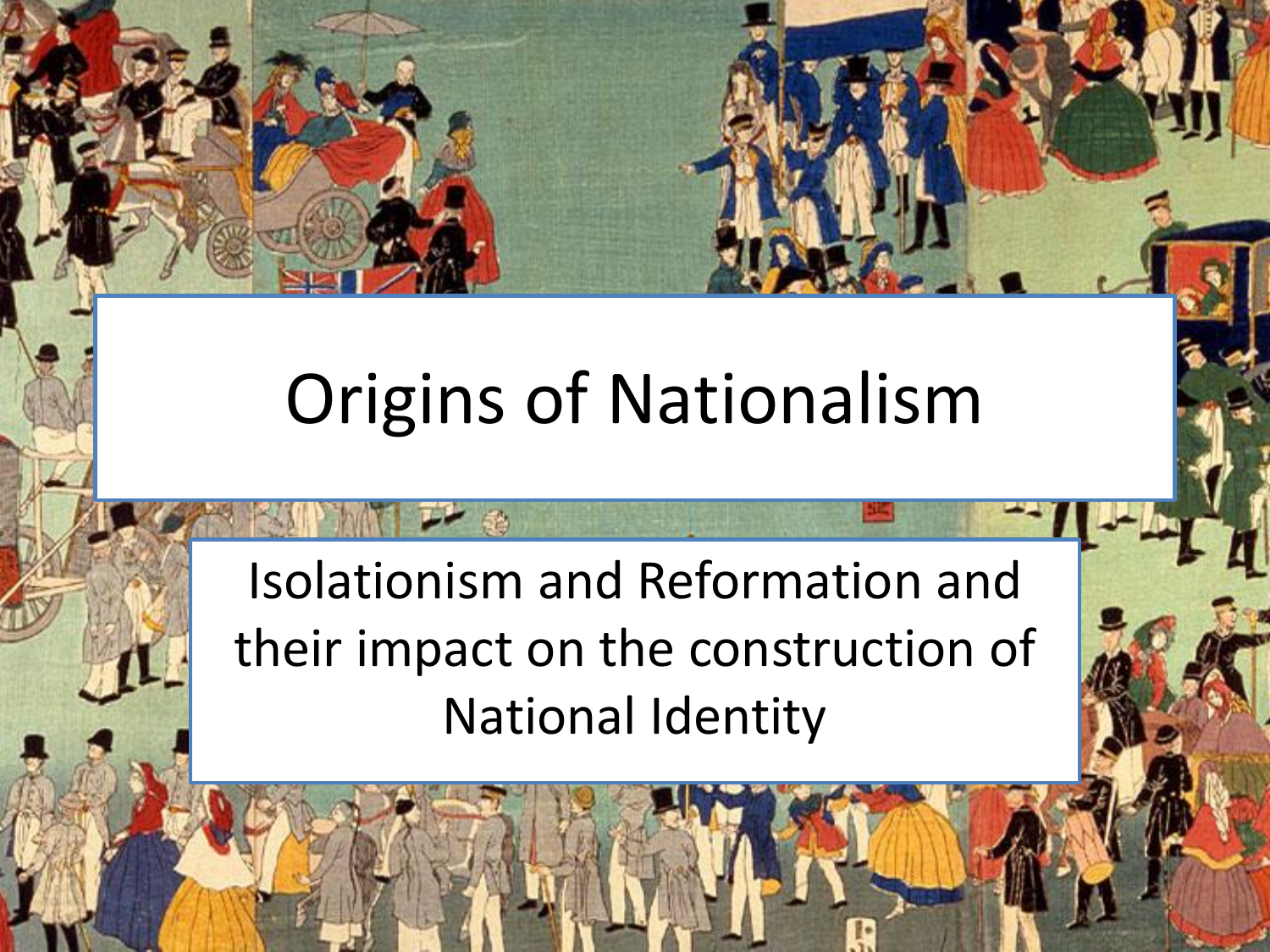# Origins of Nationalism

Isolationism and Reformation and their impact on the construction of National Identity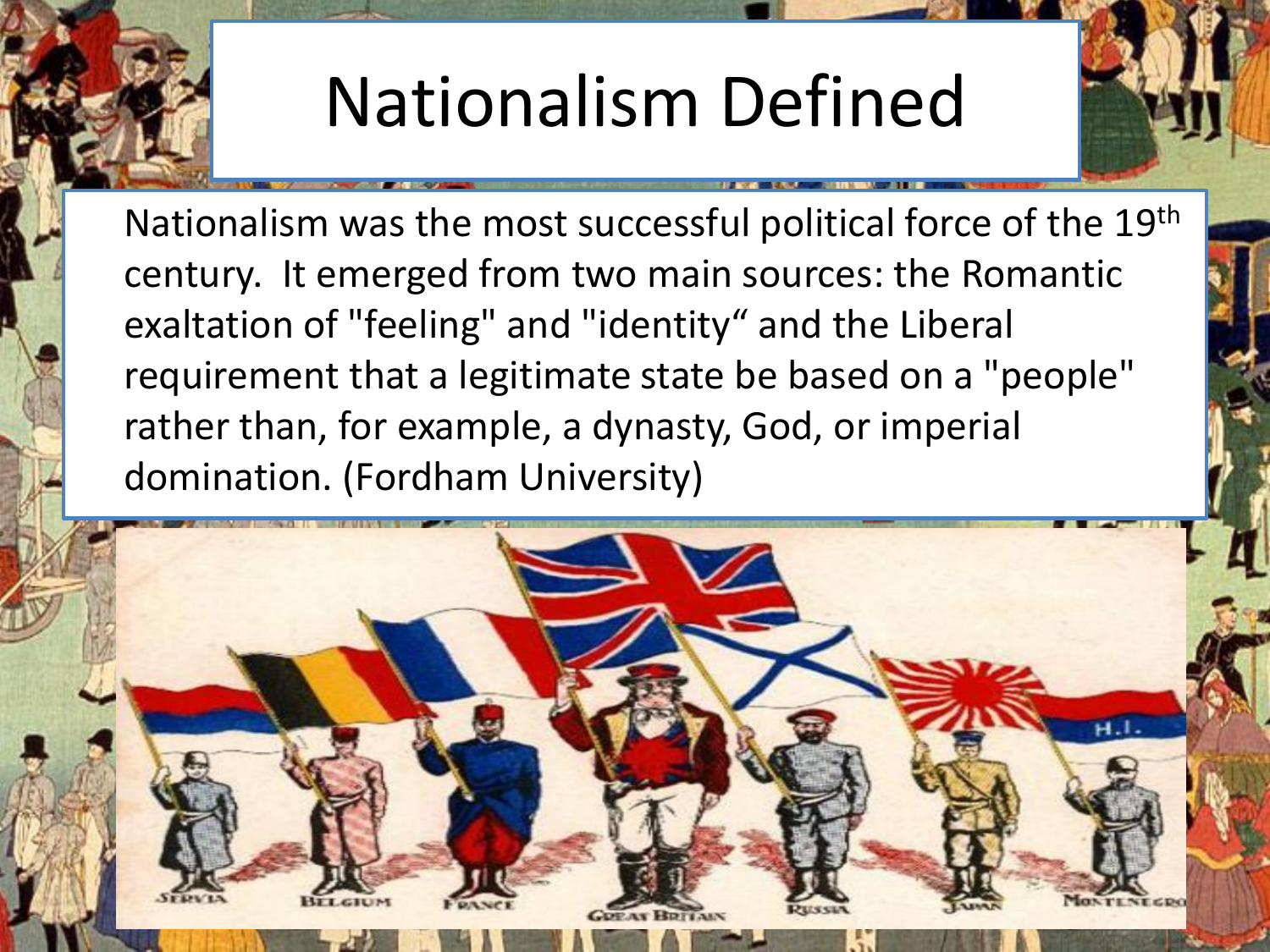# Nationalism Defined

Nationalism was the most successful political force of the 19th century. It emerged from two main sources: the Romantic exaltation of "feeling" and "identity" and the Liberal requirement that a legitimate state be based on a "people" rather than, for example, a dynasty, God, or imperial domination. (Fordham University)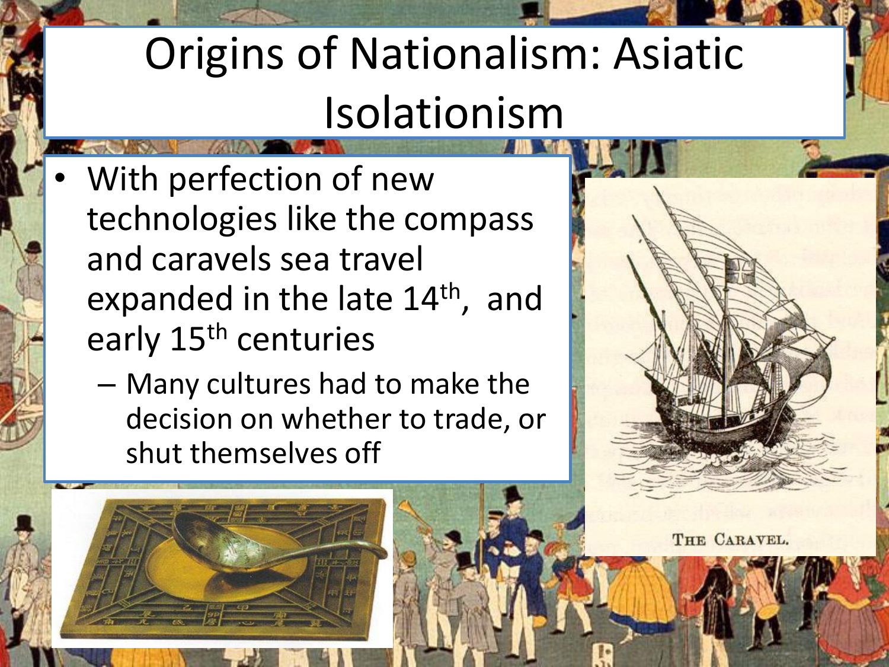# Origins of Nationalism: Asiatic Isolationism

- With perfection of new technologies like the compass and caravels sea travel expanded in the late 14th, and early 15th centuries
  - Many cultures had to make the decision on whether to trade, or shut themselves off

THE CARAVEL.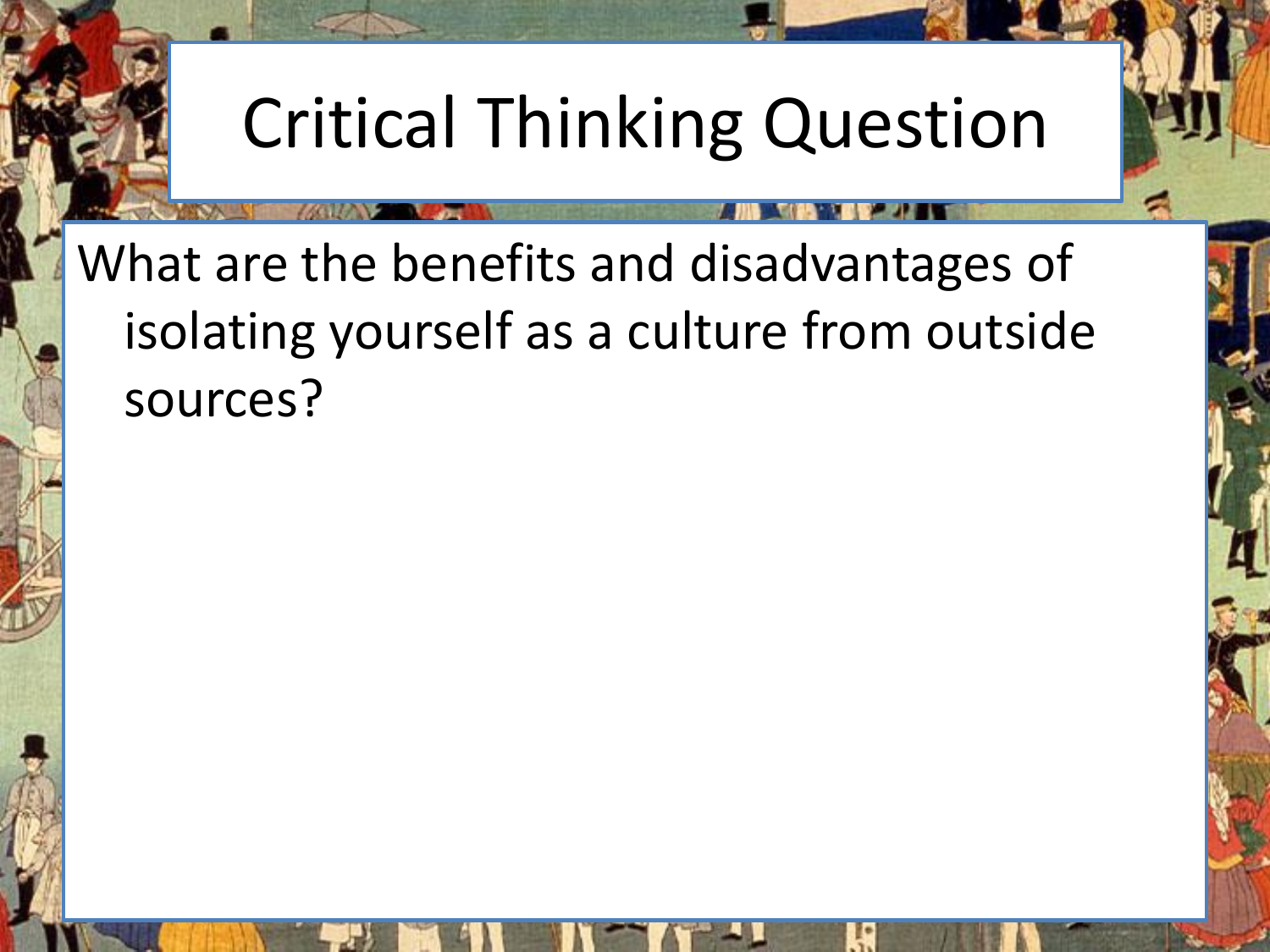# Critical Thinking Question

What are the benefits and disadvantages of isolating yourself as a culture from outside sources?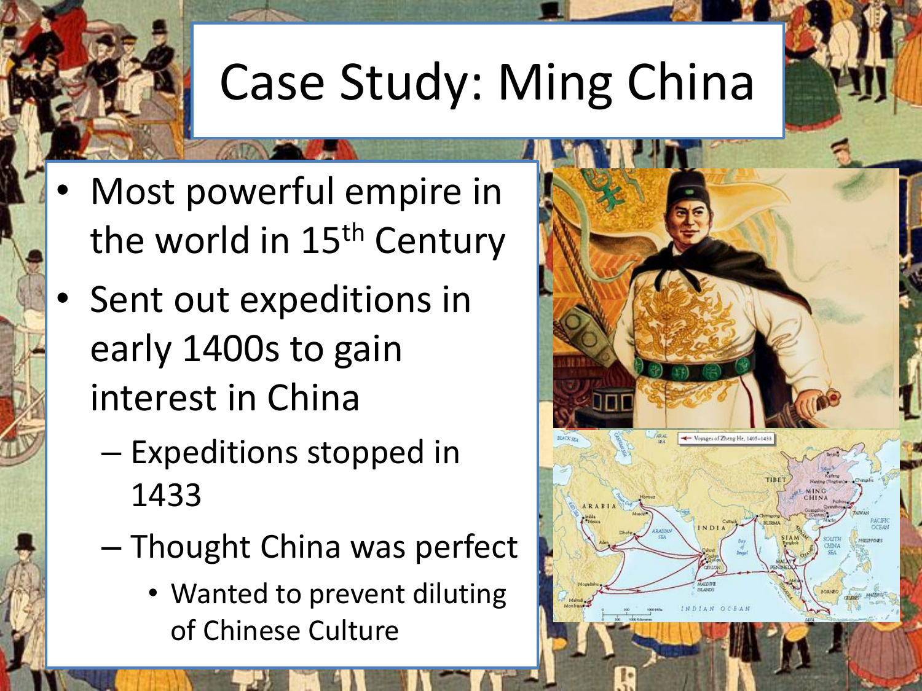# Case Study: Ming China

- Most powerful empire in the world in 15th Century
- Sent out expeditions in early 1400s to gain interest in China
  - Expeditions stopped in 1433
  - Thought China was perfect
    - Wanted to prevent diluting of Chinese Culture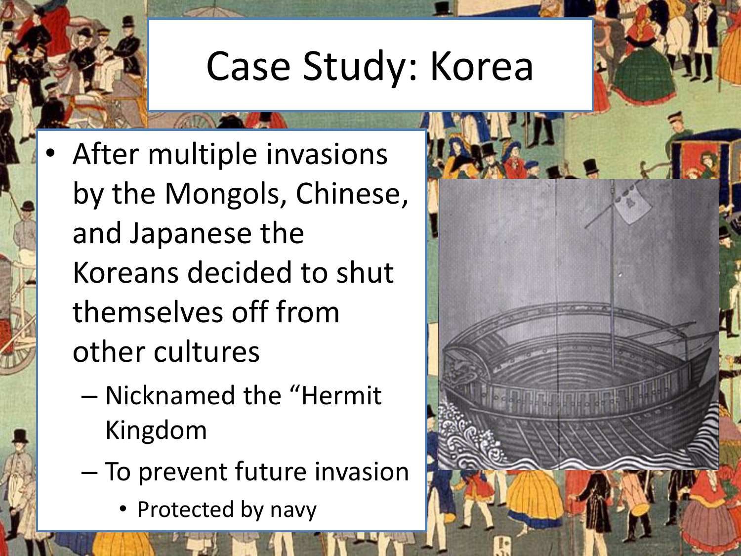# Case Study: Korea

- After multiple invasions by the Mongols, Chinese, and Japanese the Koreans decided to shut themselves off from other cultures
  - Nicknamed the "Hermit Kingdom
  - To prevent future invasion
    - Protected by navy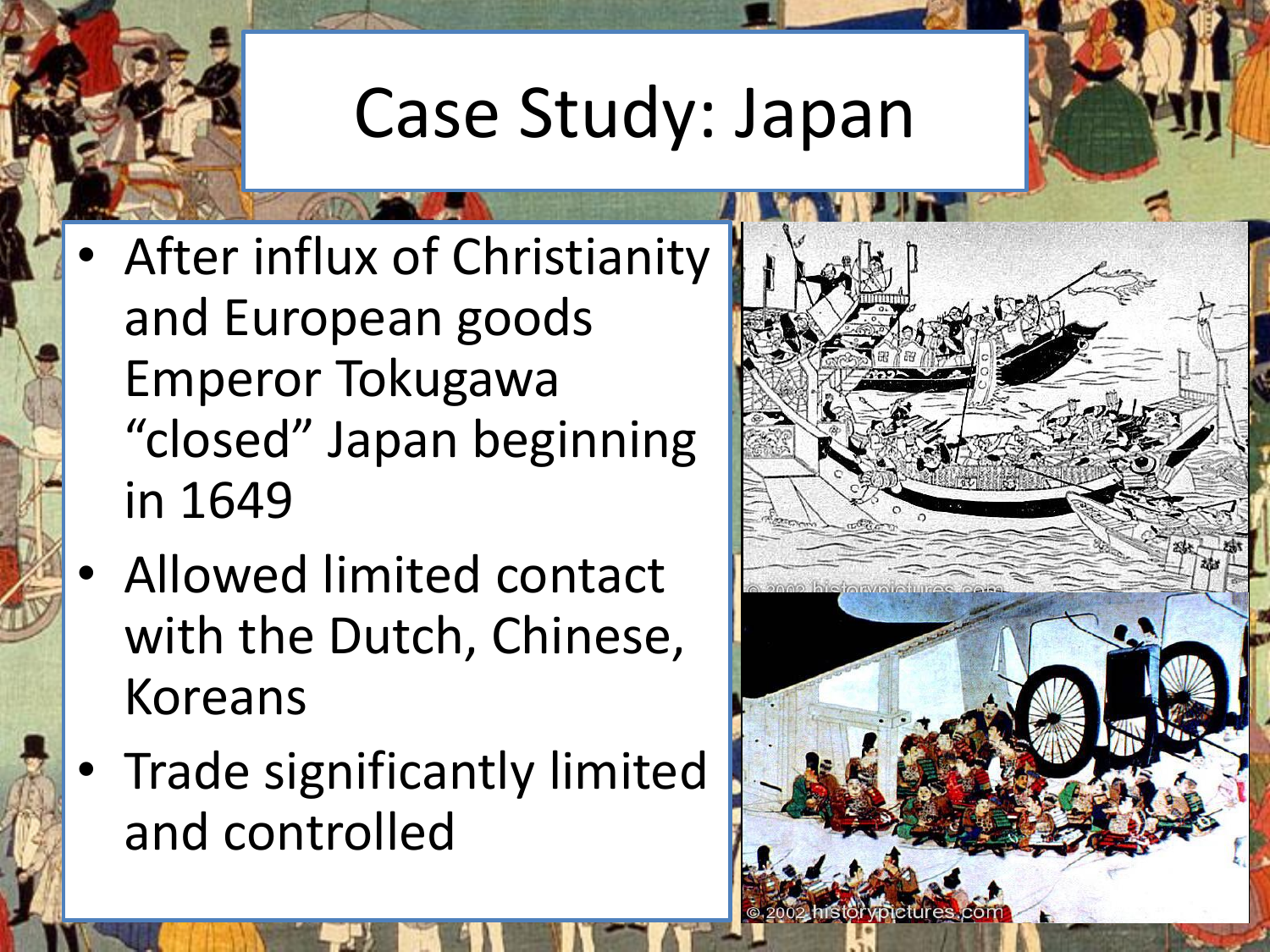# Case Study: Japan

- After influx of Christianity and European goods Emperor Tokugawa "closed" Japan beginning in 1649
- Allowed limited contact with the Dutch, Chinese, Koreans
- Trade significantly limited and controlled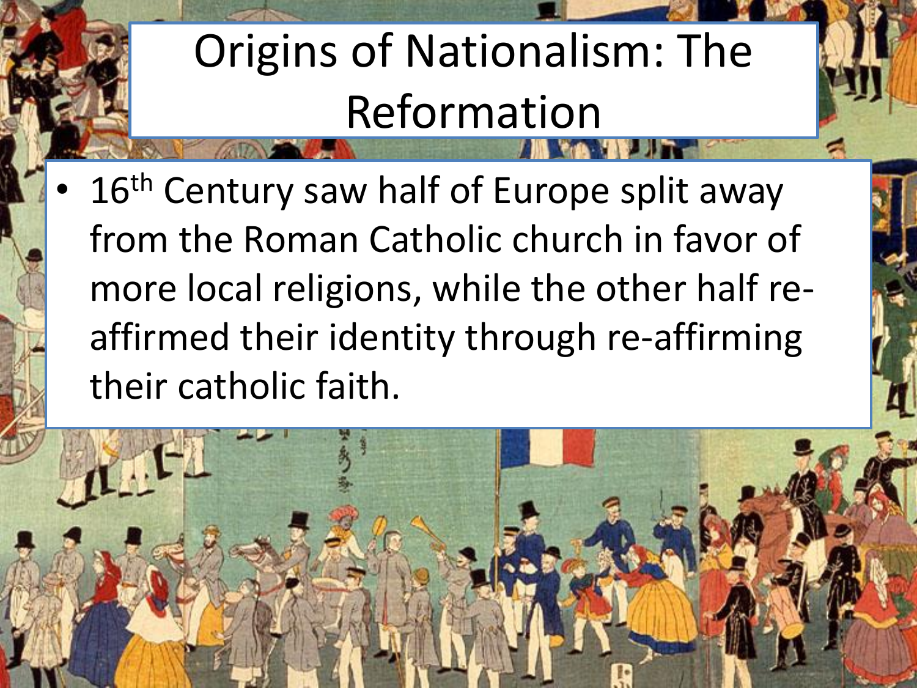# Origins of Nationalism: The Reformation

- 16th Century saw half of Europe split away from the Roman Catholic church in favor of more local religions, while the other half re-affirmed their identity through re-affirming their catholic faith.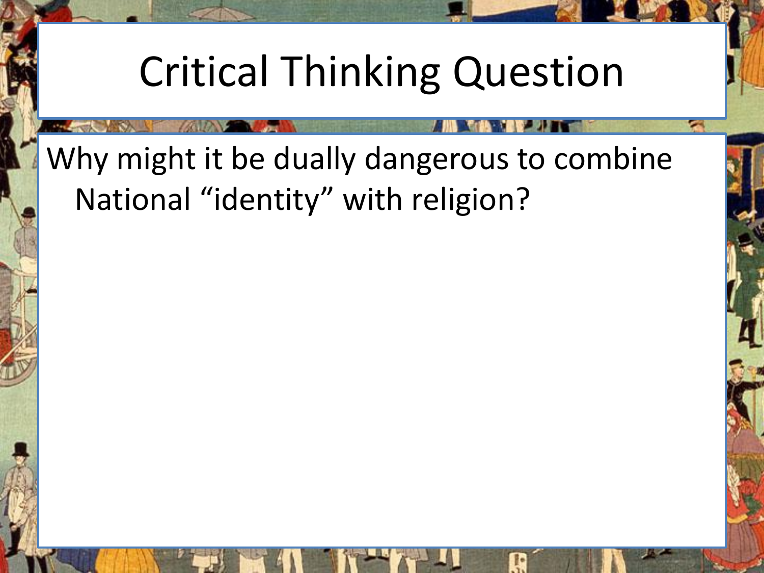# Critical Thinking Question

Why might it be dually dangerous to combine National “identity” with religion?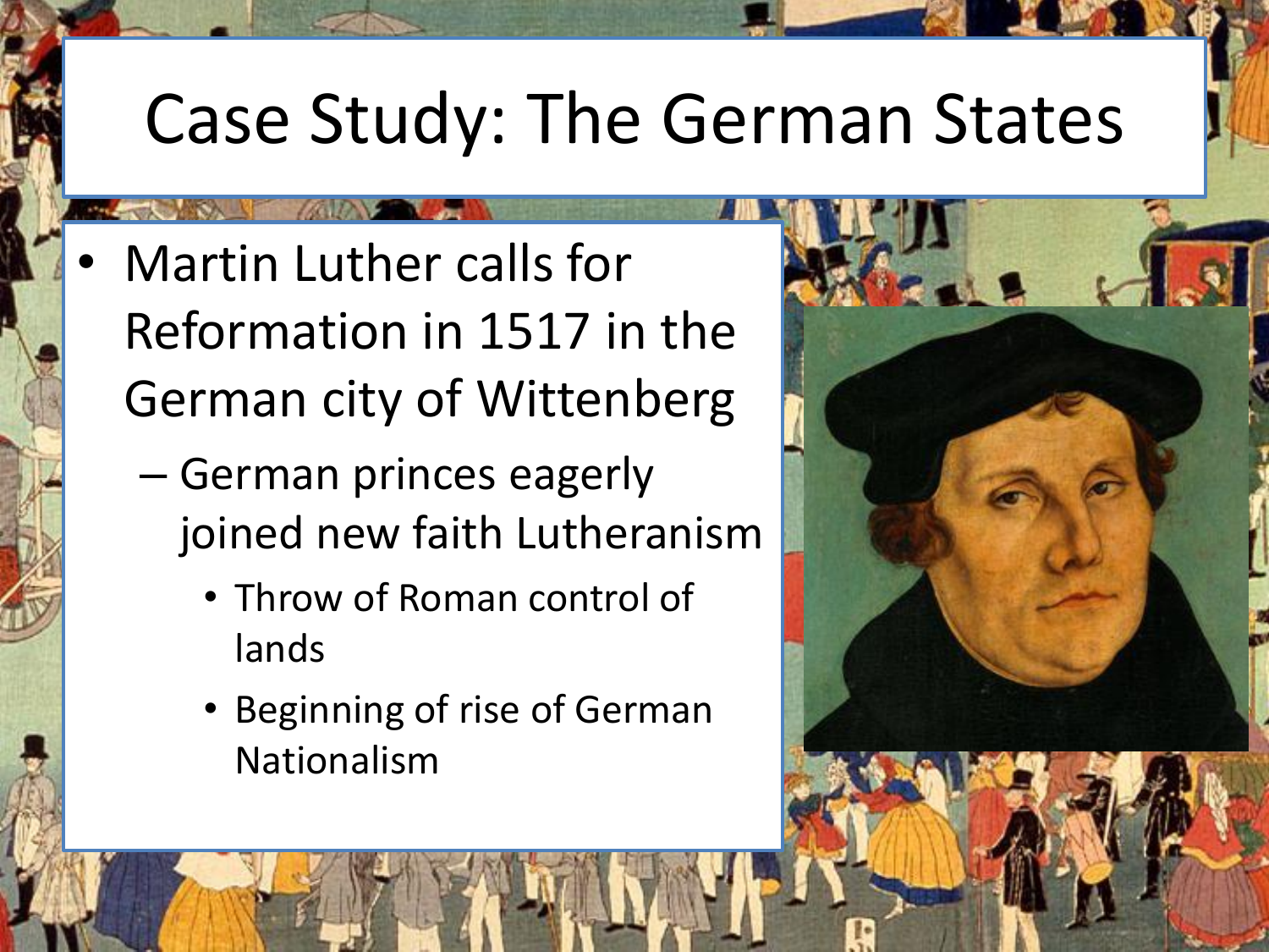# Case Study: The German States

- Martin Luther calls for Reformation in 1517 in the German city of Wittenberg
  - German princes eagerly joined new faith Lutheranism
    - Throw of Roman control of lands
    - Beginning of rise of German Nationalism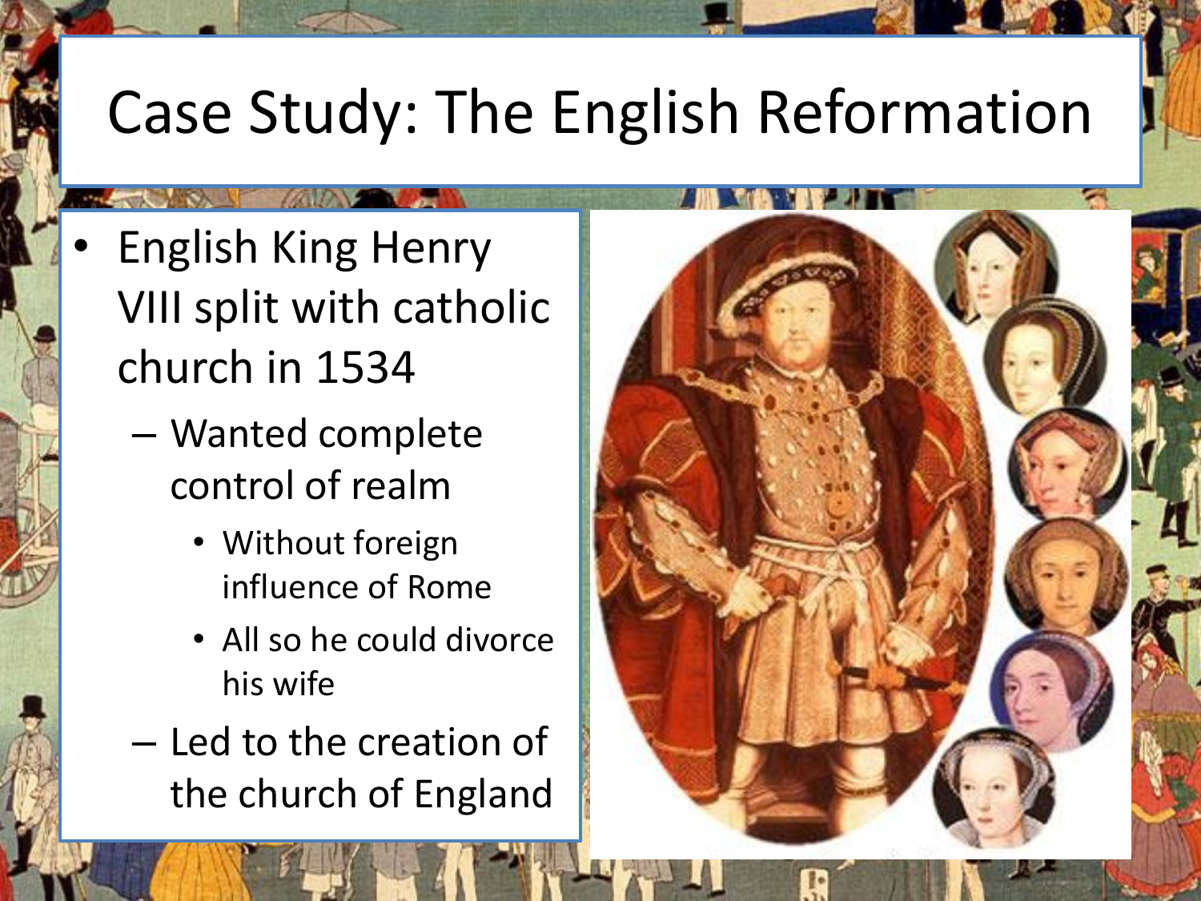# Case Study: The English Reformation

- English King Henry VIII split with catholic church in 1534
  - Wanted complete control of realm
    - Without foreign influence of Rome
    - All so he could divorce his wife
  - Led to the creation of the church of England